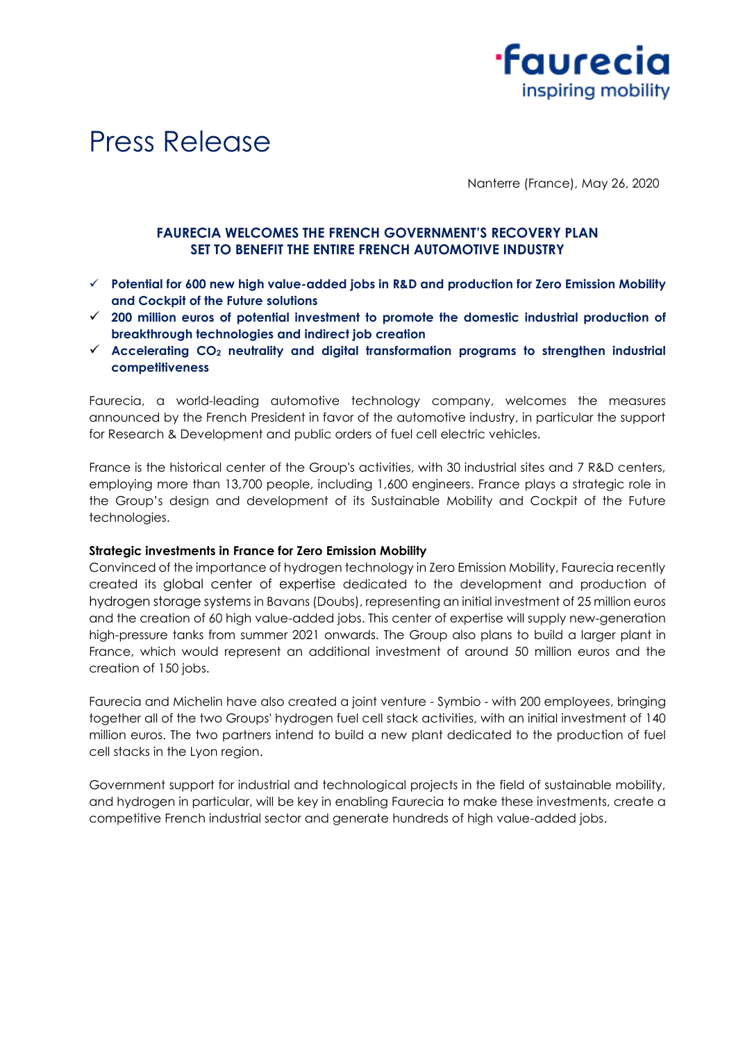faurecia
inspiring mobility

# Press Release

Nanterre (France), May 26, 2020

## FAURECIA WELCOMES THE FRENCH GOVERNMENT'S RECOVERY PLAN SET TO BENEFIT THE ENTIRE FRENCH AUTOMOTIVE INDUSTRY

- ✓ **Potential for 600 new high value-added jobs in R&D and production for Zero Emission Mobility and Cockpit of the Future solutions**
- ✓ **200 million euros of potential investment to promote the domestic industrial production of breakthrough technologies and indirect job creation**
- ✓ **Accelerating $CO_2$ neutrality and digital transformation programs to strengthen industrial competitiveness**

Faurecia, a world-leading automotive technology company, welcomes the measures announced by the French President in favor of the automotive industry, in particular the support for Research & Development and public orders of fuel cell electric vehicles.

France is the historical center of the Group's activities, with 30 industrial sites and 7 R&D centers, employing more than 13,700 people, including 1,600 engineers. France plays a strategic role in the Group's design and development of its Sustainable Mobility and Cockpit of the Future technologies.

**Strategic investments in France for Zero Emission Mobility**

Convinced of the importance of hydrogen technology in Zero Emission Mobility, Faurecia recently created its global center of expertise dedicated to the development and production of hydrogen storage systems in Bavans (Doubs), representing an initial investment of 25 million euros and the creation of 60 high value-added jobs. This center of expertise will supply new-generation high-pressure tanks from summer 2021 onwards. The Group also plans to build a larger plant in France, which would represent an additional investment of around 50 million euros and the creation of 150 jobs.

Faurecia and Michelin have also created a joint venture - Symbio - with 200 employees, bringing together all of the two Groups' hydrogen fuel cell stack activities, with an initial investment of 140 million euros. The two partners intend to build a new plant dedicated to the production of fuel cell stacks in the Lyon region.

Government support for industrial and technological projects in the field of sustainable mobility, and hydrogen in particular, will be key in enabling Faurecia to make these investments, create a competitive French industrial sector and generate hundreds of high value-added jobs.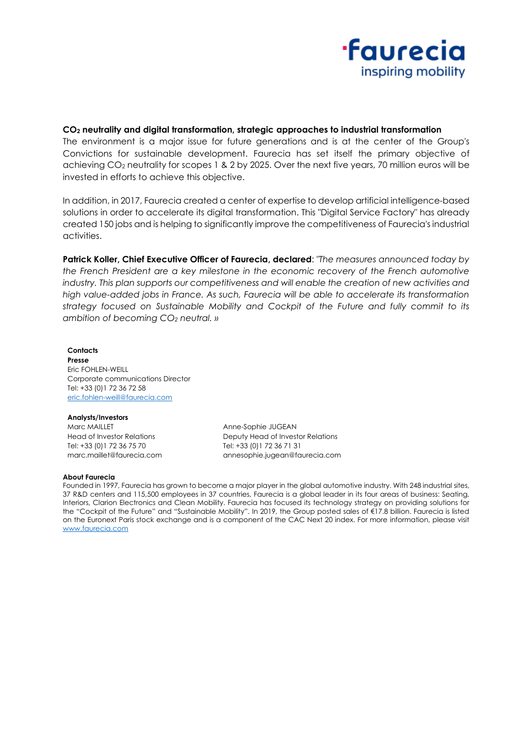**$CO_2$ neutrality and digital transformation, strategic approaches to industrial transformation**

The environment is a major issue for future generations and is at the center of the Group's Convictions for sustainable development. Faurecia has set itself the primary objective of achieving $CO_2$ neutrality for scopes 1 & 2 by 2025. Over the next five years, 70 million euros will be invested in efforts to achieve this objective.

In addition, in 2017, Faurecia created a center of expertise to develop artificial intelligence-based solutions in order to accelerate its digital transformation. This "Digital Service Factory" has already created 150 jobs and is helping to significantly improve the competitiveness of Faurecia's industrial activities.

**Patrick Koller, Chief Executive Officer of Faurecia, declared**: *"The measures announced today by the French President are a key milestone in the economic recovery of the French automotive industry. This plan supports our competitiveness and will enable the creation of new activities and high value-added jobs in France. As such, Faurecia will be able to accelerate its transformation strategy focused on Sustainable Mobility and Cockpit of the Future and fully commit to its ambition of becoming $CO_2$ neutral. »*

**Contacts**

**Presse**

Eric FOHLEN-WEILL
Corporate communications Director
Tel: +33 (0)1 72 36 72 58
eric.fohlen-weill@faurecia.com

**Analysts/Investors**

Marc MAILLET
Head of Investor Relations
Tel: +33 (0)1 72 36 75 70
marc.maillet@faurecia.com

Anne-Sophie JUGEAN
Deputy Head of Investor Relations
Tel: +33 (0)1 72 36 71 31
annesophie.jugean@faurecia.com

**About Faurecia**

Founded in 1997, Faurecia has grown to become a major player in the global automotive industry. With 248 industrial sites, 37 R&D centers and 115,500 employees in 37 countries, Faurecia is a global leader in its four areas of business: Seating, Interiors, Clarion Electronics and Clean Mobility. Faurecia has focused its technology strategy on providing solutions for the "Cockpit of the Future" and "Sustainable Mobility". In 2019, the Group posted sales of €17.8 billion. Faurecia is listed on the Euronext Paris stock exchange and is a component of the CAC Next 20 index. For more information, please visit www.faurecia.com